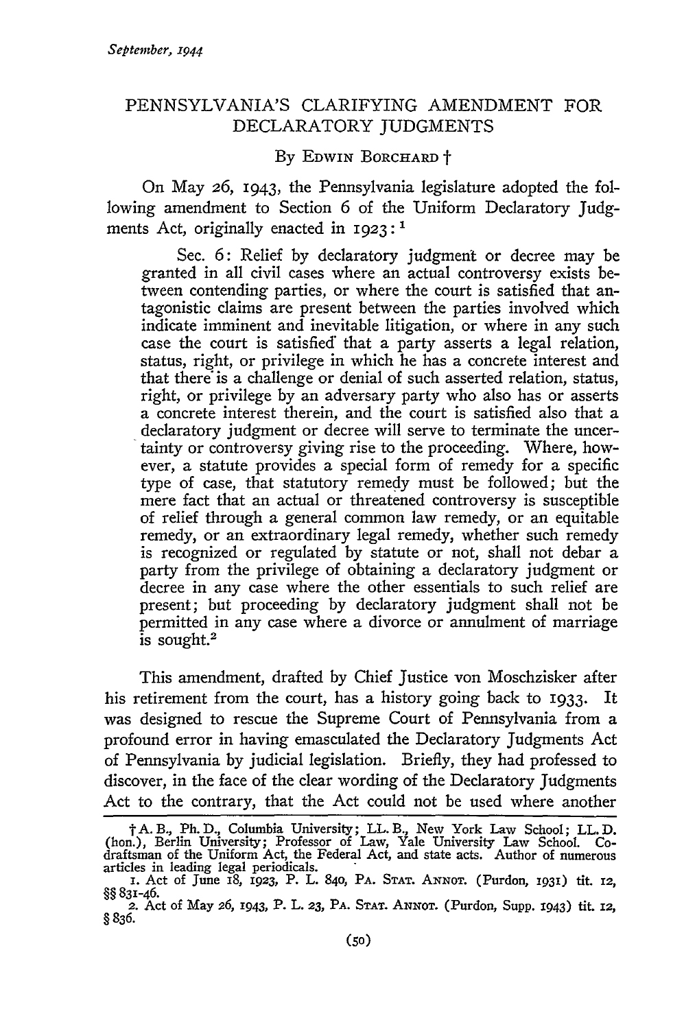# PENNSYLVANIA'S CLARIFYING AMENDMENT FOR DECLARATORY JUDGMENTS

By Edwin Borchard †

On May 26, 1943, the Pennsylvania legislature adopted the following amendment to Section 6 of the Uniform Declaratory Judgments Act, originally enacted in 1923:[1]

> Sec. 6: Relief by declaratory judgment or decree may be granted in all civil cases where an actual controversy exists between contending parties, or where the court is satisfied that antagonistic claims are present between the parties involved which indicate imminent and inevitable litigation, or where in any such case the court is satisfied that a party asserts a legal relation, status, right, or privilege in which he has a concrete interest and that there is a challenge or denial of such asserted relation, status, right, or privilege by an adversary party who also has or asserts a concrete interest therein, and the court is satisfied also that a declaratory judgment or decree will serve to terminate the uncertainty or controversy giving rise to the proceeding. Where, however, a statute provides a special form of remedy for a specific type of case, that statutory remedy must be followed; but the mere fact that an actual or threatened controversy is susceptible of relief through a general common law remedy, or an equitable remedy, or an extraordinary legal remedy, whether such remedy is recognized or regulated by statute or not, shall not debar a party from the privilege of obtaining a declaratory judgment or decree in any case where the other essentials to such relief are present; but proceeding by declaratory judgment shall not be permitted in any case where a divorce or annulment of marriage is sought.[2]

This amendment, drafted by Chief Justice von Moschzisker after his retirement from the court, has a history going back to 1933. It was designed to rescue the Supreme Court of Pennsylvania from a profound error in having emasculated the Declaratory Judgments Act of Pennsylvania by judicial legislation. Briefly, they had professed to discover, in the face of the clear wording of the Declaratory Judgments Act to the contrary, that the Act could not be used where another

---

† A. B., Ph. D., Columbia University; LL. B., New York Law School; LL. D. (hon.), Berlin University; Professor of Law, Yale University Law School. Co-draftsman of the Uniform Act, the Federal Act, and state acts. Author of numerous articles in leading legal periodicals.

1. Act of June 18, 1923, P. L. 840, PA. STAT. ANNOT. (Purdon, 1931) tit. 12, §§ 831-46.

2. Act of May 26, 1943, P. L. 23, PA. STAT. ANNOT. (Purdon, Supp. 1943) tit. 12, § 836.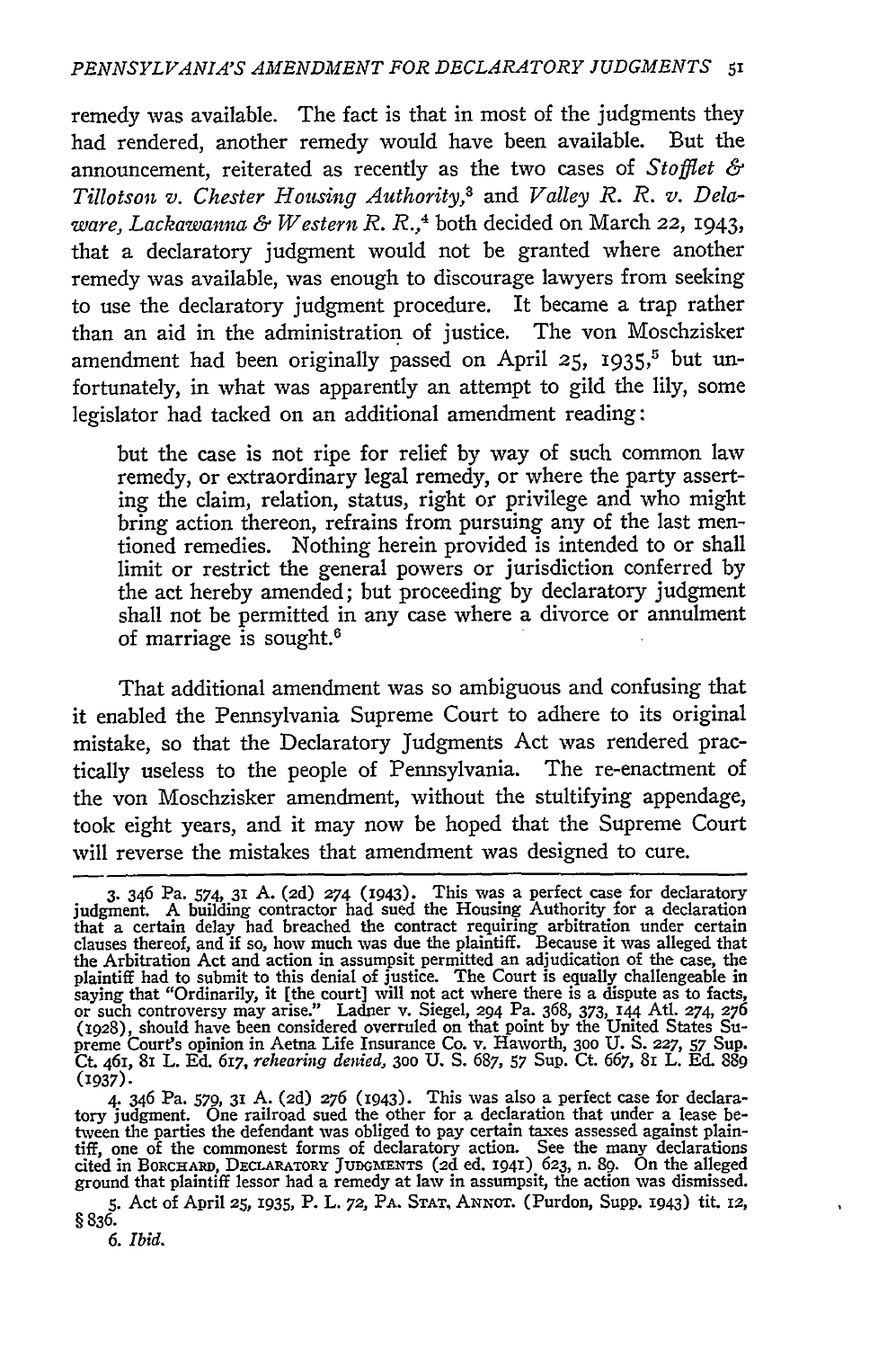remedy was available. The fact is that in most of the judgments they had rendered, another remedy would have been available. But the announcement, reiterated as recently as the two cases of *Stofflet & Tillotson v. Chester Housing Authority*,[3] and *Valley R. R. v. Delaware, Lackawanna & Western R. R.*,[4] both decided on March 22, 1943, that a declaratory judgment would not be granted where another remedy was available, was enough to discourage lawyers from seeking to use the declaratory judgment procedure. It became a trap rather than an aid in the administration of justice. The von Moschzisker amendment had been originally passed on April 25, 1935,[5] but unfortunately, in what was apparently an attempt to gild the lily, some legislator had tacked on an additional amendment reading:

> but the case is not ripe for relief by way of such common law remedy, or extraordinary legal remedy, or where the party asserting the claim, relation, status, right or privilege and who might bring action thereon, refrains from pursuing any of the last mentioned remedies. Nothing herein provided is intended to or shall limit or restrict the general powers or jurisdiction conferred by the act hereby amended; but proceeding by declaratory judgment shall not be permitted in any case where a divorce or annulment of marriage is sought.[6]

That additional amendment was so ambiguous and confusing that it enabled the Pennsylvania Supreme Court to adhere to its original mistake, so that the Declaratory Judgments Act was rendered practically useless to the people of Pennsylvania. The re-enactment of the von Moschzisker amendment, without the stultifying appendage, took eight years, and it may now be hoped that the Supreme Court will reverse the mistakes that amendment was designed to cure.

---

3. 346 Pa. 574, 31 A. (2d) 274 (1943). This was a perfect case for declaratory judgment. A building contractor had sued the Housing Authority for a declaration that a certain delay had breached the contract requiring arbitration under certain clauses thereof, and if so, how much was due the plaintiff. Because it was alleged that the Arbitration Act and action in assumpsit permitted an adjudication of the case, the plaintiff had to submit to this denial of justice. The Court is equally challengeable in saying that "Ordinarily, it [the court] will not act where there is a dispute as to facts, or such controversy may arise." Ladner v. Siegel, 294 Pa. 368, 373, 144 Atl. 274, 276 (1928), should have been considered overruled on that point by the United States Supreme Court's opinion in Aetna Life Insurance Co. v. Haworth, 300 U. S. 227, 57 Sup. Ct. 461, 81 L. Ed. 617, *rehearing denied*, 300 U. S. 687, 57 Sup. Ct. 667, 81 L. Ed. 889 (1937).

4. 346 Pa. 579, 31 A. (2d) 276 (1943). This was also a perfect case for declaratory judgment. One railroad sued the other for a declaration that under a lease between the parties the defendant was obliged to pay certain taxes assessed against plaintiff, one of the commonest forms of declaratory action. See the many declarations cited in BORCHARD, DECLARATORY JUDGMENTS (2d ed. 1941) 623, n. 89. On the alleged ground that plaintiff lessor had a remedy at law in assumpsit, the action was dismissed.

5. Act of April 25, 1935, P. L. 72, PA. STAT. ANNOT. (Purdon, Supp. 1943) tit. 12, § 836.

6. *Ibid.*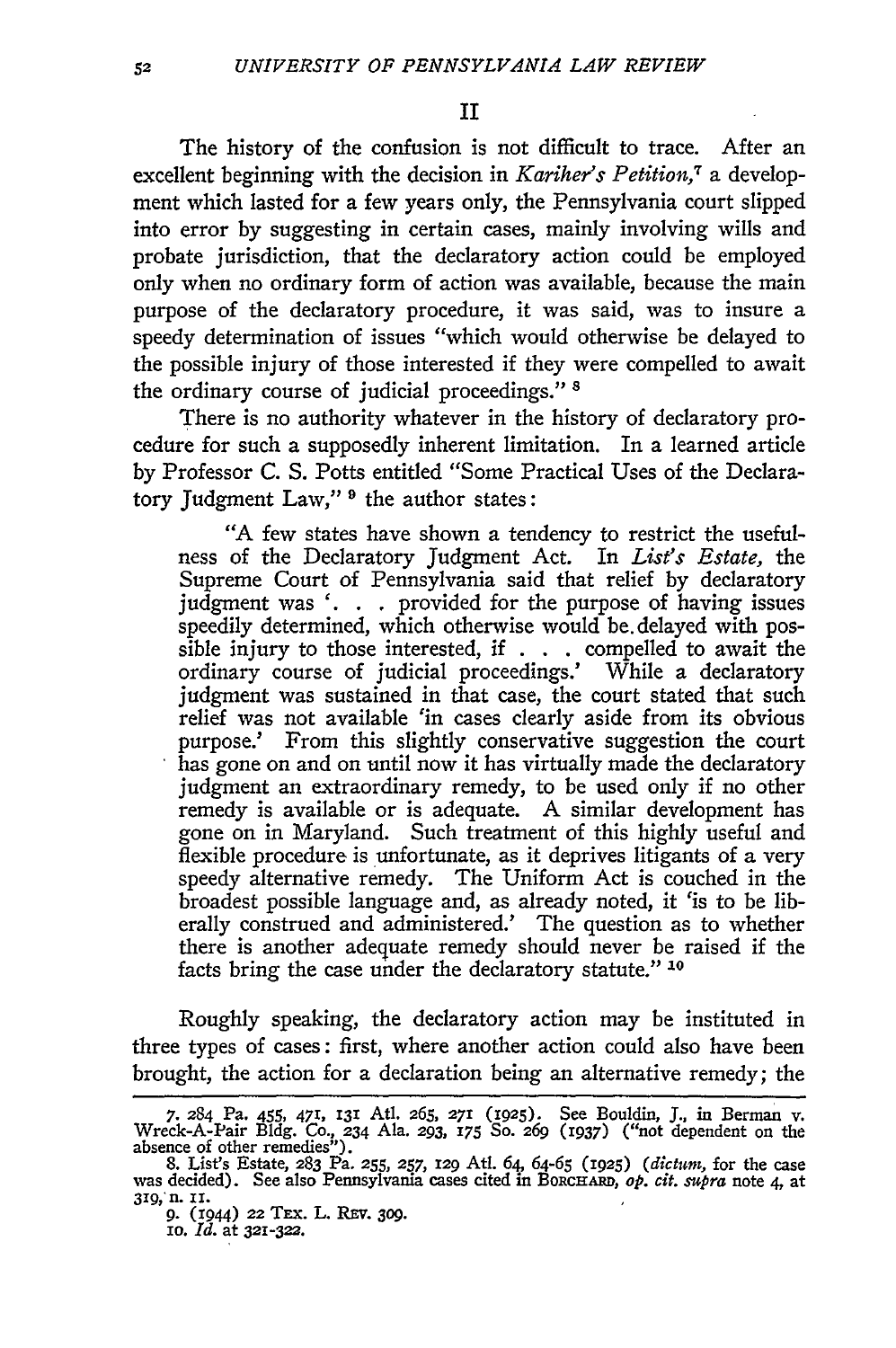## II

The history of the confusion is not difficult to trace. After an excellent beginning with the decision in *Kariher's Petition,*[7] a development which lasted for a few years only, the Pennsylvania court slipped into error by suggesting in certain cases, mainly involving wills and probate jurisdiction, that the declaratory action could be employed only when no ordinary form of action was available, because the main purpose of the declaratory procedure, it was said, was to insure a speedy determination of issues "which would otherwise be delayed to the possible injury of those interested if they were compelled to await the ordinary course of judicial proceedings." [8]

There is no authority whatever in the history of declaratory procedure for such a supposedly inherent limitation. In a learned article by Professor C. S. Potts entitled "Some Practical Uses of the Declaratory Judgment Law," [9] the author states:

> "A few states have shown a tendency to restrict the usefulness of the Declaratory Judgment Act. In *List's Estate,* the Supreme Court of Pennsylvania said that relief by declaratory judgment was '. . . provided for the purpose of having issues speedily determined, which otherwise would be delayed with possible injury to those interested, if . . . compelled to await the ordinary course of judicial proceedings.' While a declaratory judgment was sustained in that case, the court stated that such relief was not available 'in cases clearly aside from its obvious purpose.' From this slightly conservative suggestion the court has gone on and on until now it has virtually made the declaratory judgment an extraordinary remedy, to be used only if no other remedy is available or is adequate. A similar development has gone on in Maryland. Such treatment of this highly useful and flexible procedure is unfortunate, as it deprives litigants of a very speedy alternative remedy. The Uniform Act is couched in the broadest possible language and, as already noted, it 'is to be liberally construed and administered.' The question as to whether there is another adequate remedy should never be raised if the facts bring the case under the declaratory statute." [10]

Roughly speaking, the declaratory action may be instituted in three types of cases: first, where another action could also have been brought, the action for a declaration being an alternative remedy; the

---

7. 284 Pa. 455, 471, 131 Atl. 265, 271 (1925). See Bouldin, J., in Berman v. Wreck-A-Pair Bldg. Co., 234 Ala. 293, 175 So. 269 (1937) ("not dependent on the absence of other remedies").

8. List's Estate, 283 Pa. 255, 257, 129 Atl. 64, 64-65 (1925) (*dictum,* for the case was decided). See also Pennsylvania cases cited in BORCHARD, *op. cit. supra* note 4, at 319, n. 11.

9. (1944) 22 TEX. L. REV. 309.

10. *Id.* at 321-322.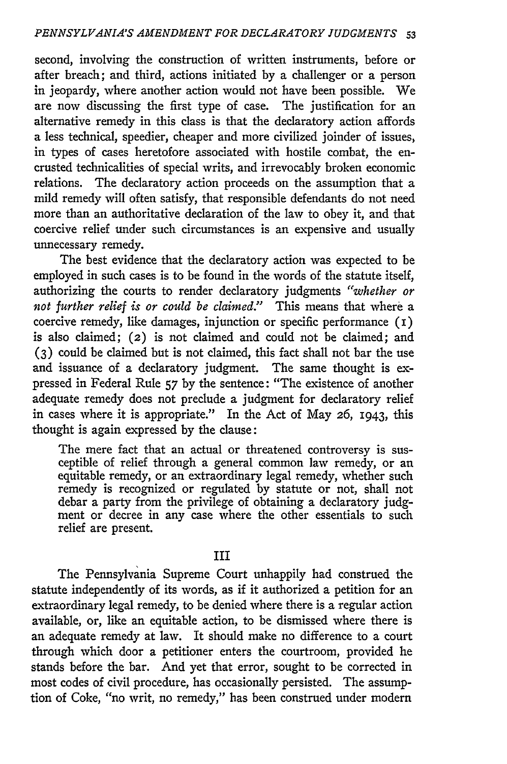second, involving the construction of written instruments, before or after breach; and third, actions initiated by a challenger or a person in jeopardy, where another action would not have been possible. We are now discussing the first type of case. The justification for an alternative remedy in this class is that the declaratory action affords a less technical, speedier, cheaper and more civilized joinder of issues, in types of cases heretofore associated with hostile combat, the encrusted technicalities of special writs, and irrevocably broken economic relations. The declaratory action proceeds on the assumption that a mild remedy will often satisfy, that responsible defendants do not need more than an authoritative declaration of the law to obey it, and that coercive relief under such circumstances is an expensive and usually unnecessary remedy.

The best evidence that the declaratory action was expected to be employed in such cases is to be found in the words of the statute itself, authorizing the courts to render declaratory judgments *"whether or not further relief is or could be claimed."* This means that where a coercive remedy, like damages, injunction or specific performance (1) is also claimed; (2) is not claimed and could not be claimed; and (3) could be claimed but is not claimed, this fact shall not bar the use and issuance of a declaratory judgment. The same thought is expressed in Federal Rule 57 by the sentence: "The existence of another adequate remedy does not preclude a judgment for declaratory relief in cases where it is appropriate." In the Act of May 26, 1943, this thought is again expressed by the clause:

> The mere fact that an actual or threatened controversy is susceptible of relief through a general common law remedy, or an equitable remedy, or an extraordinary legal remedy, whether such remedy is recognized or regulated by statute or not, shall not debar a party from the privilege of obtaining a declaratory judgment or decree in any case where the other essentials to such relief are present.

## III

The Pennsylvania Supreme Court unhappily had construed the statute independently of its words, as if it authorized a petition for an extraordinary legal remedy, to be denied where there is a regular action available, or, like an equitable action, to be dismissed where there is an adequate remedy at law. It should make no difference to a court through which door a petitioner enters the courtroom, provided he stands before the bar. And yet that error, sought to be corrected in most codes of civil procedure, has occasionally persisted. The assumption of Coke, "no writ, no remedy," has been construed under modern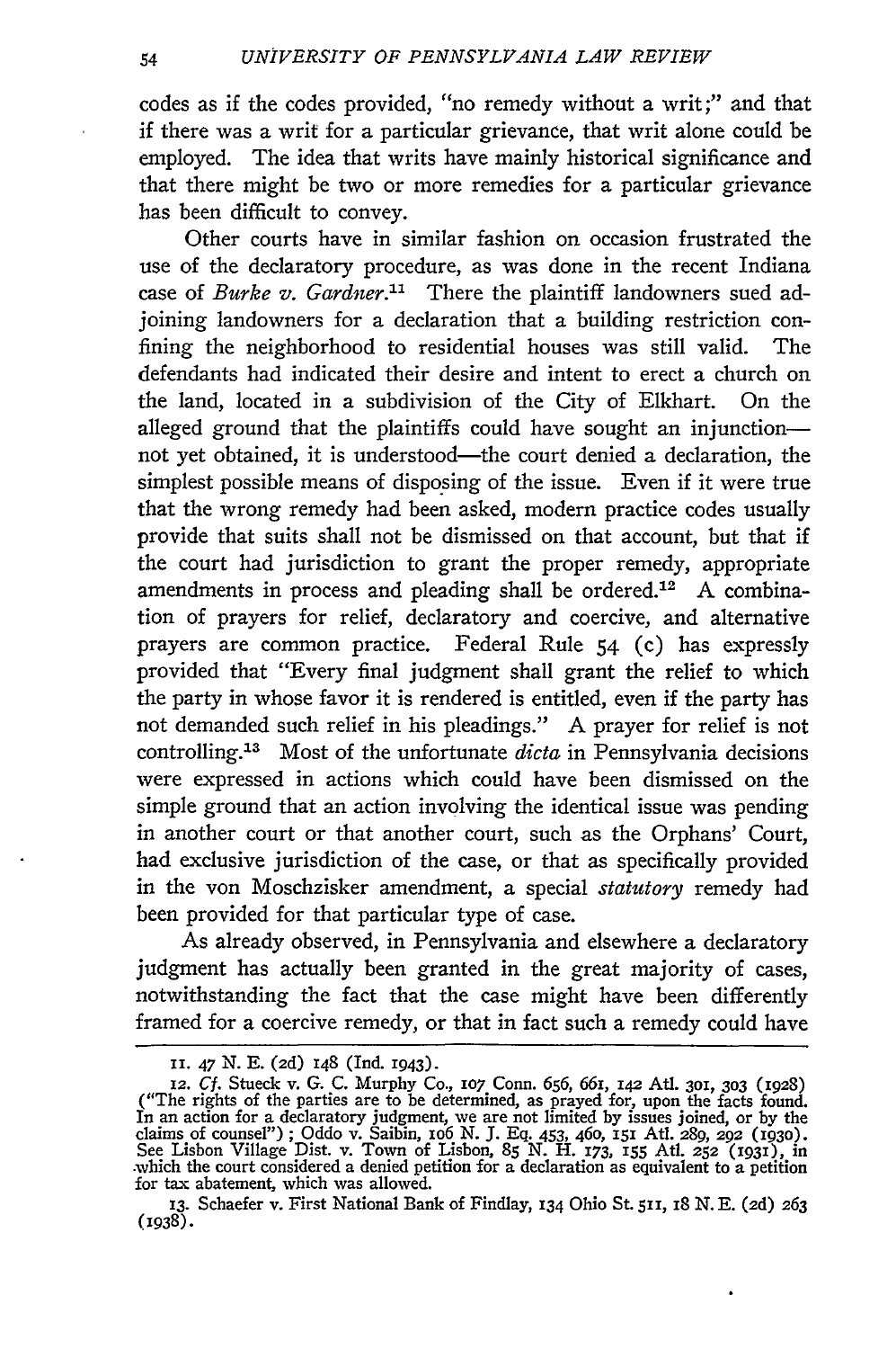codes as if the codes provided, "no remedy without a writ;" and that if there was a writ for a particular grievance, that writ alone could be employed. The idea that writs have mainly historical significance and that there might be two or more remedies for a particular grievance has been difficult to convey.

Other courts have in similar fashion on occasion frustrated the use of the declaratory procedure, as was done in the recent Indiana case of *Burke v. Gardner*.[11] There the plaintiff landowners sued adjoining landowners for a declaration that a building restriction confining the neighborhood to residential houses was still valid. The defendants had indicated their desire and intent to erect a church on the land, located in a subdivision of the City of Elkhart. On the alleged ground that the plaintiffs could have sought an injunction—not yet obtained, it is understood—the court denied a declaration, the simplest possible means of disposing of the issue. Even if it were true that the wrong remedy had been asked, modern practice codes usually provide that suits shall not be dismissed on that account, but that if the court had jurisdiction to grant the proper remedy, appropriate amendments in process and pleading shall be ordered.[12] A combination of prayers for relief, declaratory and coercive, and alternative prayers are common practice. Federal Rule 54 (c) has expressly provided that "Every final judgment shall grant the relief to which the party in whose favor it is rendered is entitled, even if the party has not demanded such relief in his pleadings." A prayer for relief is not controlling.[13] Most of the unfortunate *dicta* in Pennsylvania decisions were expressed in actions which could have been dismissed on the simple ground that an action involving the identical issue was pending in another court or that another court, such as the Orphans' Court, had exclusive jurisdiction of the case, or that as specifically provided in the von Moschzisker amendment, a special *statutory* remedy had been provided for that particular type of case.

As already observed, in Pennsylvania and elsewhere a declaratory judgment has actually been granted in the great majority of cases, notwithstanding the fact that the case might have been differently framed for a coercive remedy, or that in fact such a remedy could have

---

11. 47 N. E. (2d) 148 (Ind. 1943).

12. *Cf.* Stueck v. G. C. Murphy Co., 107 Conn. 656, 661, 142 Atl. 301, 303 (1928) ("The rights of the parties are to be determined, as prayed for, upon the facts found. In an action for a declaratory judgment, we are not limited by issues joined, or by the claims of counsel"); Oddo v. Saibin, 106 N. J. Eq. 453, 460, 151 Atl. 289, 292 (1930). See Lisbon Village Dist. v. Town of Lisbon, 85 N. H. 173, 155 Atl. 252 (1931), in which the court considered a denied petition for a declaration as equivalent to a petition for tax abatement, which was allowed.

13. Schaefer v. First National Bank of Findlay, 134 Ohio St. 511, 18 N. E. (2d) 263 (1938).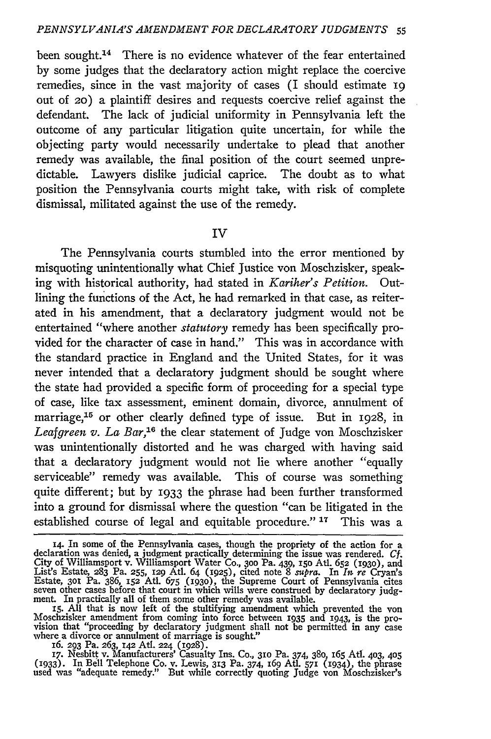been sought.[14] There is no evidence whatever of the fear entertained by some judges that the declaratory action might replace the coercive remedies, since in the vast majority of cases (I should estimate 19 out of 20) a plaintiff desires and requests coercive relief against the defendant. The lack of judicial uniformity in Pennsylvania left the outcome of any particular litigation quite uncertain, for while the objecting party would necessarily undertake to plead that another remedy was available, the final position of the court seemed unpredictable. Lawyers dislike judicial caprice. The doubt as to what position the Pennsylvania courts might take, with risk of complete dismissal, militated against the use of the remedy.

## IV

The Pennsylvania courts stumbled into the error mentioned by misquoting unintentionally what Chief Justice von Moschzisker, speaking with historical authority, had stated in *Kariher's Petition.* Outlining the functions of the Act, he had remarked in that case, as reiterated in his amendment, that a declaratory judgment would not be entertained "where another *statutory* remedy has been specifically provided for the character of case in hand." This was in accordance with the standard practice in England and the United States, for it was never intended that a declaratory judgment should be sought where the state had provided a specific form of proceeding for a special type of case, like tax assessment, eminent domain, divorce, annulment of marriage,[15] or other clearly defined type of issue. But in 1928, in *Leafgreen v. La Bar,*[16] the clear statement of Judge von Moschzisker was unintentionally distorted and he was charged with having said that a declaratory judgment would not lie where another "equally serviceable" remedy was available. This of course was something quite different; but by 1933 the phrase had been further transformed into a ground for dismissal where the question "can be litigated in the established course of legal and equitable procedure." [17] This was a

14. In some of the Pennsylvania cases, though the propriety of the action for a declaration was denied, a judgment practically determining the issue was rendered. *Cf.* City of Williamsport v. Williamsport Water Co., 300 Pa. 439, 150 Atl. 652 (1930), and List's Estate, 283 Pa. 255, 129 Atl. 64 (1925), cited note 8 *supra.* In *In re* Cryan's Estate, 301 Pa. 386, 152 Atl. 675 (1930), the Supreme Court of Pennsylvania cites seven other cases before that court in which wills were construed by declaratory judgment. In practically all of them some other remedy was available.

15. All that is now left of the stultifying amendment which prevented the von Moschzisker amendment from coming into force between 1935 and 1943, is the provision that "proceeding by declaratory judgment shall not be permitted in any case where a divorce or annulment of marriage is sought."

16. 293 Pa. 263, 142 Atl. 224 (1928).

17. Nesbitt v. Manufacturers' Casualty Ins. Co., 310 Pa. 374, 380, 165 Atl. 403, 405 (1933). In Bell Telephone Co. v. Lewis, 313 Pa. 374, 169 Atl. 571 (1934), the phrase used was "adequate remedy." But while correctly quoting Judge von Moschzisker's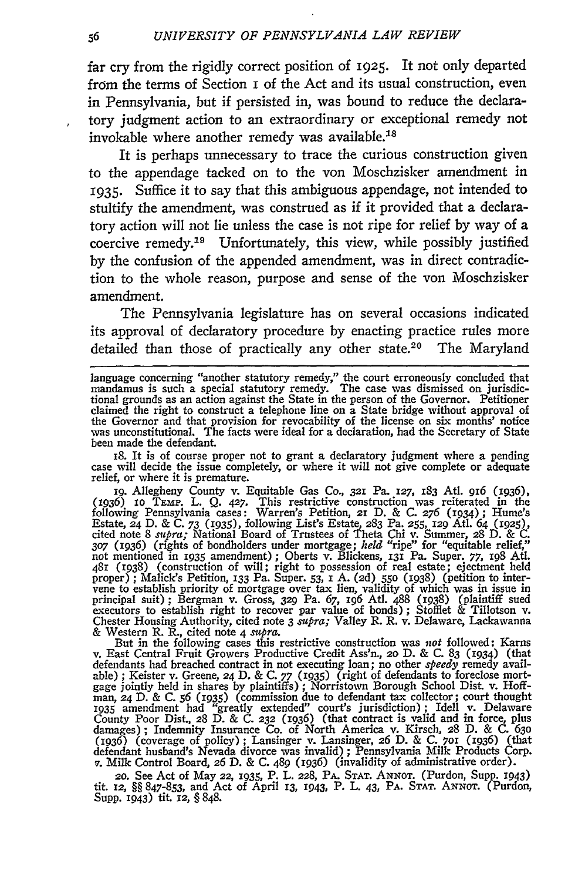far cry from the rigidly correct position of 1925. It not only departed from the terms of Section 1 of the Act and its usual construction, even in Pennsylvania, but if persisted in, was bound to reduce the declaratory judgment action to an extraordinary or exceptional remedy not invokable where another remedy was available.[18]

It is perhaps unnecessary to trace the curious construction given to the appendage tacked on to the von Moschzisker amendment in 1935. Suffice it to say that this ambiguous appendage, not intended to stultify the amendment, was construed as if it provided that a declaratory action will not lie unless the case is not ripe for relief by way of a coercive remedy.[19] Unfortunately, this view, while possibly justified by the confusion of the appended amendment, was in direct contradiction to the whole reason, purpose and sense of the von Moschzisker amendment.

The Pennsylvania legislature has on several occasions indicated its approval of declaratory procedure by enacting practice rules more detailed than those of practically any other state.[20] The Maryland

---

language concerning "another statutory remedy," the court erroneously concluded that mandamus is such a special statutory remedy. The case was dismissed on jurisdictional grounds as an action against the State in the person of the Governor. Petitioner claimed the right to construct a telephone line on a State bridge without approval of the Governor and that provision for revocability of the license on six months' notice was unconstitutional. The facts were ideal for a declaration, had the Secretary of State been made the defendant.

18. It is of course proper not to grant a declaratory judgment where a pending case will decide the issue completely, or where it will not give complete or adequate relief, or where it is premature.

19. Allegheny County v. Equitable Gas Co., 321 Pa. 127, 183 Atl. 916 (1936), (1936) 10 TEMP. L. Q. 427. This restrictive construction was reiterated in the following Pennsylvania cases: Warren's Petition, 21 D. & C. 276 (1934); Hume's Estate, 24 D. & C. 73 (1935), following List's Estate, 283 Pa. 255, 129 Atl. 64 (1925), cited note 8 *supra;* National Board of Trustees of Theta Chi v. Summer, 28 D. & C. 307 (1936) (rights of bondholders under mortgage; *held* "ripe" for "equitable relief," not mentioned in 1935 amendment); Oberts v. Blickens, 131 Pa. Super. 77, 198 Atl. 481 (1938) (construction of will; right to possession of real estate; ejectment held proper); Malick's Petition, 133 Pa. Super. 53, 1 A. (2d) 550 (1938) (petition to intervene to establish priority of mortgage over tax lien, validity of which was in issue in principal suit); Bergman v. Gross, 329 Pa. 67, 196 Atl. 488 (1938) (plaintiff sued executors to establish right to recover par value of bonds); Stofflet & Tillotson v. Chester Housing Authority, cited note 3 *supra;* Valley R. R. v. Delaware, Lackawanna & Western R. R., cited note 4 *supra.*

But in the following cases this restrictive construction was *not* followed: Karns v. East Central Fruit Growers Productive Credit Ass'n., 20 D. & C. 83 (1934) (that defendants had breached contract in not executing loan; no other *speedy* remedy available); Keister v. Greene, 24 D. & C. 77 (1935) (right of defendants to foreclose mortgage jointly held in shares by plaintiffs); Norristown Borough School Dist. v. Hoffman, 24 D. & C. 56 (1935) (commission due to defendant tax collector; court thought 1935 amendment had "greatly extended" court's jurisdiction); Idell v. Delaware County Poor Dist., 28 D. & C. 232 (1936) (that contract is valid and in force, plus damages); Indemnity Insurance Co. of North America v. Kirsch, 28 D. & C. 630 (1936) (coverage of policy); Lansinger v. Lansinger, 26 D. & C. 701 (1936) (that defendant husband's Nevada divorce was invalid); Pennsylvania Milk Products Corp. *v.* Milk Control Board, 26 D. & C. 489 (1936) (invalidity of administrative order).

20. See Act of May 22, 1935, P. L. 228, PA. STAT. ANNOT. (Purdon, Supp. 1943) tit. 12, §§ 847-853, and Act of April 13, 1943, P. L. 43, PA. STAT. ANNOT. (Purdon, Supp. 1943) tit. 12, § 848.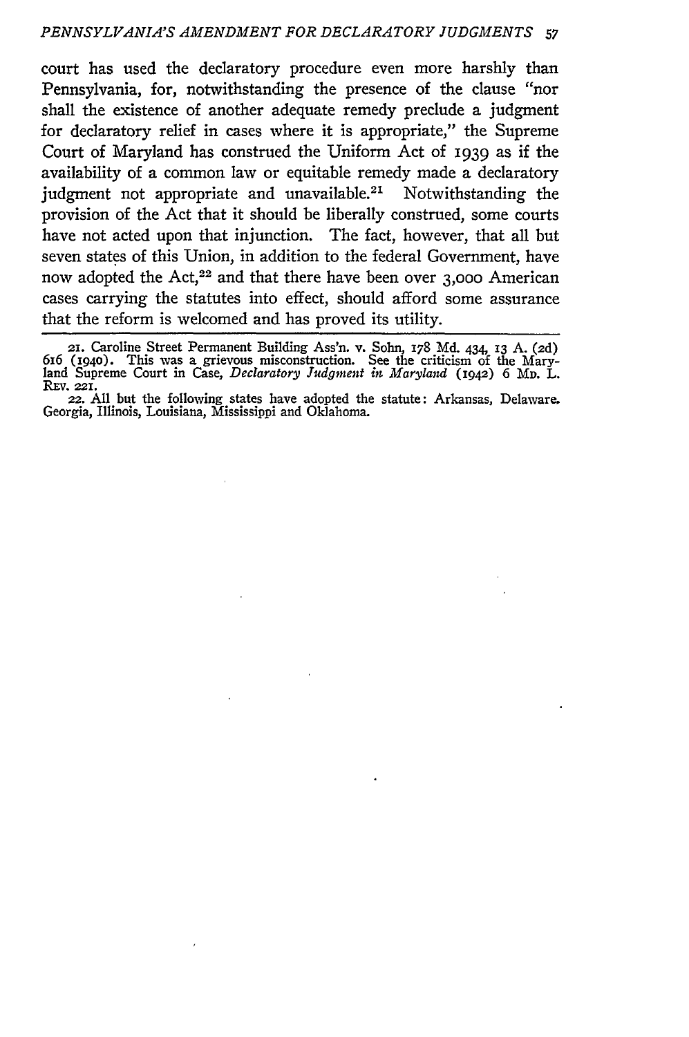court has used the declaratory procedure even more harshly than Pennsylvania, for, notwithstanding the presence of the clause "nor shall the existence of another adequate remedy preclude a judgment for declaratory relief in cases where it is appropriate," the Supreme Court of Maryland has construed the Uniform Act of 1939 as if the availability of a common law or equitable remedy made a declaratory judgment not appropriate and unavailable.[21] Notwithstanding the provision of the Act that it should be liberally construed, some courts have not acted upon that injunction. The fact, however, that all but seven states of this Union, in addition to the federal Government, have now adopted the Act,[22] and that there have been over 3,000 American cases carrying the statutes into effect, should afford some assurance that the reform is welcomed and has proved its utility.

---

21. Caroline Street Permanent Building Ass'n. v. Sohn, 178 Md. 434, 13 A. (2d) 616 (1940). This was a grievous misconstruction. See the criticism of the Maryland Supreme Court in Case, *Declaratory Judgment in Maryland* (1942) 6 MD. L. REV. 221.

22. All but the following states have adopted the statute: Arkansas, Delaware. Georgia, Illinois, Louisiana, Mississippi and Oklahoma.